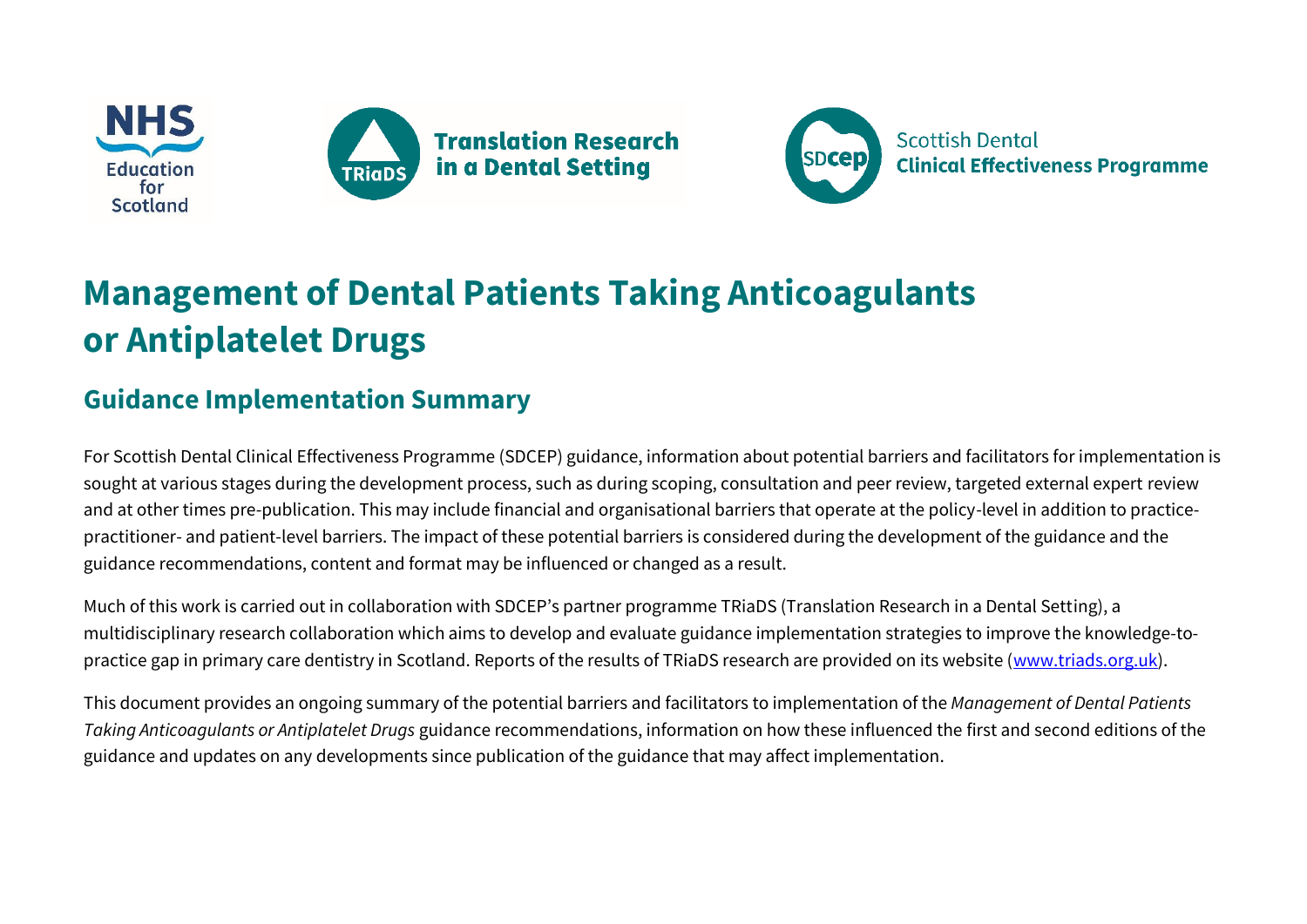# Management of Dental Patients Taking Anticoagulants or Antiplatelet Drugs

## Guidance Implementation Summary

For Scottish Dental Clinical Effectiveness Programme (SDCEP) guidance, information about potential barriers and facilitators for implementation is sought at various stages during the development process, such as during scoping, consultation and peer review, targeted external expert review and at other times pre-publication. This may include financial and organisational barriers that operate at the policy-level in addition to practice- practitioner- and patient-level barriers. The impact of these potential barriers is considered during the development of the guidance and the guidance recommendations, content and format may be influenced or changed as a result.

Much of this work is carried out in collaboration with SDCEP's partner programme TRiaDS (Translation Research in a Dental Setting), a multidisciplinary research collaboration which aims to develop and evaluate guidance implementation strategies to improve the knowledge-to-practice gap in primary care dentistry in Scotland. Reports of the results of TRiaDS research are provided on its website (www.triads.org.uk).

This document provides an ongoing summary of the potential barriers and facilitators to implementation of the *Management of Dental Patients Taking Anticoagulants or Antiplatelet Drugs* guidance recommendations, information on how these influenced the first and second editions of the guidance and updates on any developments since publication of the guidance that may affect implementation.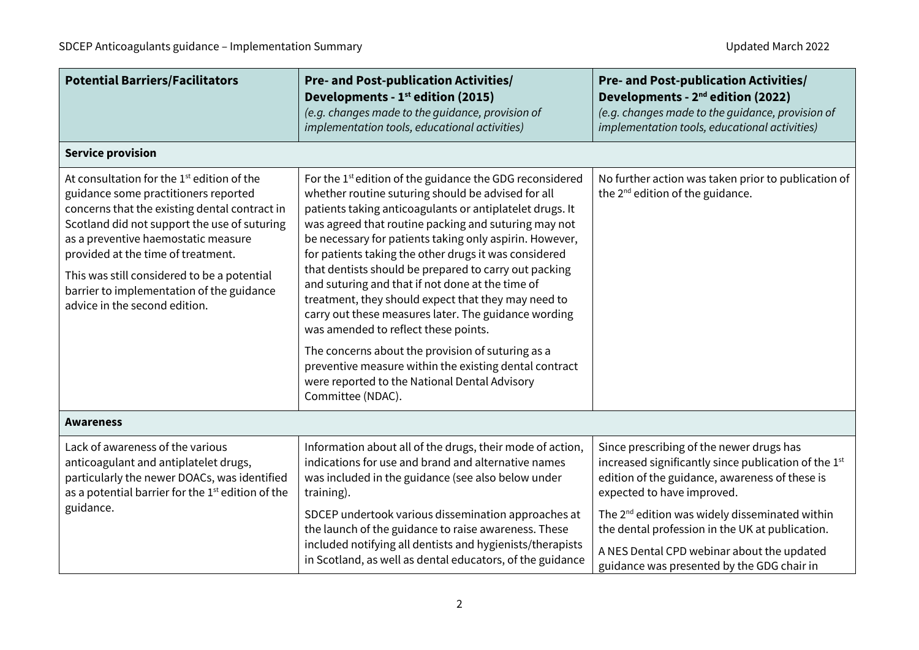| Potential Barriers/Facilitators | Pre- and Post-publication Activities/ Developments - 1st edition (2015) *(e.g. changes made to the guidance, provision of implementation tools, educational activities)* | Pre- and Post-publication Activities/ Developments - 2nd edition (2022) *(e.g. changes made to the guidance, provision of implementation tools, educational activities)* |
|---|---|---|
| **Service provision** | | |
| At consultation for the 1st edition of the guidance some practitioners reported concerns that the existing dental contract in Scotland did not support the use of suturing as a preventive haemostatic measure provided at the time of treatment.<br><br>This was still considered to be a potential barrier to implementation of the guidance advice in the second edition. | For the 1st edition of the guidance the GDG reconsidered whether routine suturing should be advised for all patients taking anticoagulants or antiplatelet drugs. It was agreed that routine packing and suturing may not be necessary for patients taking only aspirin. However, for patients taking the other drugs it was considered that dentists should be prepared to carry out packing and suturing and that if not done at the time of treatment, they should expect that they may need to carry out these measures later. The guidance wording was amended to reflect these points.<br><br>The concerns about the provision of suturing as a preventive measure within the existing dental contract were reported to the National Dental Advisory Committee (NDAC). | No further action was taken prior to publication of the 2nd edition of the guidance. |
| **Awareness** | | |
| Lack of awareness of the various anticoagulant and antiplatelet drugs, particularly the newer DOACs, was identified as a potential barrier for the 1st edition of the guidance. | Information about all of the drugs, their mode of action, indications for use and brand and alternative names was included in the guidance (see also below under training).<br><br>SDCEP undertook various dissemination approaches at the launch of the guidance to raise awareness. These included notifying all dentists and hygienists/therapists in Scotland, as well as dental educators, of the guidance | Since prescribing of the newer drugs has increased significantly since publication of the 1st edition of the guidance, awareness of these is expected to have improved.<br><br>The 2nd edition was widely disseminated within the dental profession in the UK at publication.<br><br>A NES Dental CPD webinar about the updated guidance was presented by the GDG chair in |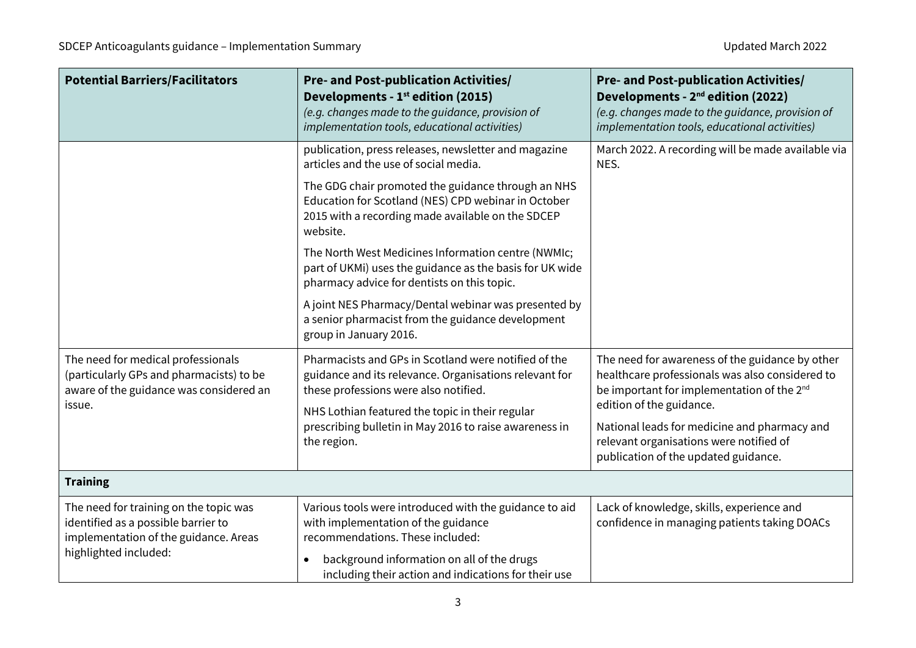| Potential Barriers/Facilitators | Pre- and Post-publication Activities/ Developments - 1st edition (2015) *(e.g. changes made to the guidance, provision of implementation tools, educational activities)* | Pre- and Post-publication Activities/ Developments - 2nd edition (2022) *(e.g. changes made to the guidance, provision of implementation tools, educational activities)* |
|---|---|---|
| | publication, press releases, newsletter and magazine articles and the use of social media.<br><br>The GDG chair promoted the guidance through an NHS Education for Scotland (NES) CPD webinar in October 2015 with a recording made available on the SDCEP website.<br><br>The North West Medicines Information centre (NWMIc; part of UKMi) uses the guidance as the basis for UK wide pharmacy advice for dentists on this topic.<br><br>A joint NES Pharmacy/Dental webinar was presented by a senior pharmacist from the guidance development group in January 2016. | March 2022. A recording will be made available via NES. |
| The need for medical professionals (particularly GPs and pharmacists) to be aware of the guidance was considered an issue. | Pharmacists and GPs in Scotland were notified of the guidance and its relevance. Organisations relevant for these professions were also notified.<br><br>NHS Lothian featured the topic in their regular prescribing bulletin in May 2016 to raise awareness in the region. | The need for awareness of the guidance by other healthcare professionals was also considered to be important for implementation of the 2nd edition of the guidance.<br><br>National leads for medicine and pharmacy and relevant organisations were notified of publication of the updated guidance. |
| **Training** | | |
| The need for training on the topic was identified as a possible barrier to implementation of the guidance. Areas highlighted included: | Various tools were introduced with the guidance to aid with implementation of the guidance recommendations. These included:<br><br>• background information on all of the drugs including their action and indications for their use | Lack of knowledge, skills, experience and confidence in managing patients taking DOACs |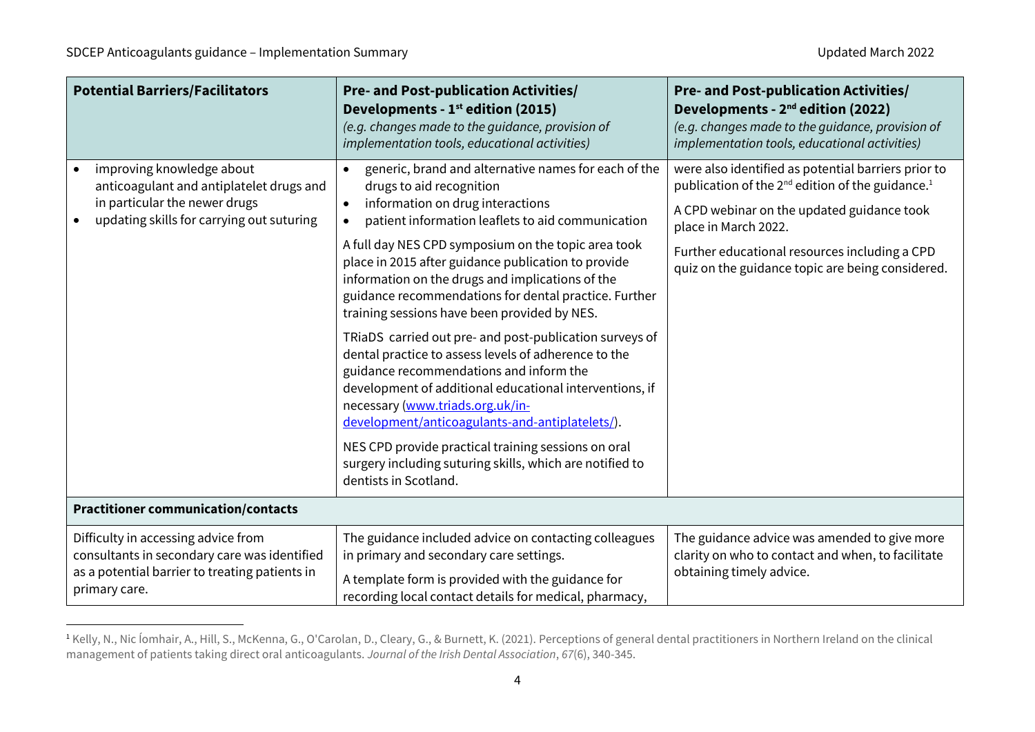| Potential Barriers/Facilitators | Pre- and Post-publication Activities/ Developments - 1st edition (2015) *(e.g. changes made to the guidance, provision of implementation tools, educational activities)* | Pre- and Post-publication Activities/ Developments - 2nd edition (2022) *(e.g. changes made to the guidance, provision of implementation tools, educational activities)* |
|---|---|---|
| • improving knowledge about anticoagulant and antiplatelet drugs and in particular the newer drugs<br>• updating skills for carrying out suturing | • generic, brand and alternative names for each of the drugs to aid recognition<br>• information on drug interactions<br>• patient information leaflets to aid communication<br><br>A full day NES CPD symposium on the topic area took place in 2015 after guidance publication to provide information on the drugs and implications of the guidance recommendations for dental practice. Further training sessions have been provided by NES.<br><br>TRiaDS carried out pre- and post-publication surveys of dental practice to assess levels of adherence to the guidance recommendations and inform the development of additional educational interventions, if necessary ([www.triads.org.uk/in-development/anticoagulants-and-antiplatelets/](www.triads.org.uk/in-development/anticoagulants-and-antiplatelets/)).<br><br>NES CPD provide practical training sessions on oral surgery including suturing skills, which are notified to dentists in Scotland. | were also identified as potential barriers prior to publication of the 2nd edition of the guidance.[1]<br><br>A CPD webinar on the updated guidance took place in March 2022.<br><br>Further educational resources including a CPD quiz on the guidance topic are being considered. |
| **Practitioner communication/contacts** | | |
| Difficulty in accessing advice from consultants in secondary care was identified as a potential barrier to treating patients in primary care. | The guidance included advice on contacting colleagues in primary and secondary care settings.<br><br>A template form is provided with the guidance for recording local contact details for medical, pharmacy, | The guidance advice was amended to give more clarity on who to contact and when, to facilitate obtaining timely advice. |

[1] Kelly, N., Nic Íomhair, A., Hill, S., McKenna, G., O'Carolan, D., Cleary, G., & Burnett, K. (2021). Perceptions of general dental practitioners in Northern Ireland on the clinical management of patients taking direct oral anticoagulants. *Journal of the Irish Dental Association*, *67*(6), 340-345.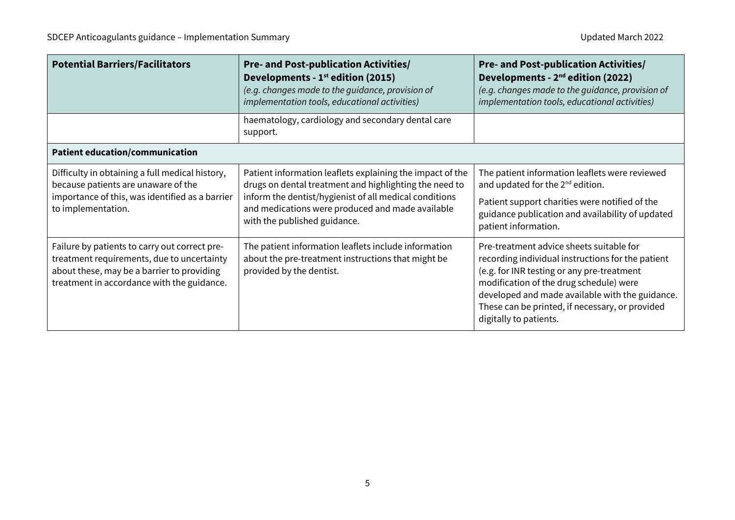| Potential Barriers/Facilitators | Pre- and Post-publication Activities/ Developments - 1st edition (2015) *(e.g. changes made to the guidance, provision of implementation tools, educational activities)* | Pre- and Post-publication Activities/ Developments - 2nd edition (2022) *(e.g. changes made to the guidance, provision of implementation tools, educational activities)* |
|---|---|---|
| | haematology, cardiology and secondary dental care support. | |
| **Patient education/communication** | | |
| Difficulty in obtaining a full medical history, because patients are unaware of the importance of this, was identified as a barrier to implementation. | Patient information leaflets explaining the impact of the drugs on dental treatment and highlighting the need to inform the dentist/hygienist of all medical conditions and medications were produced and made available with the published guidance. | The patient information leaflets were reviewed and updated for the 2nd edition. Patient support charities were notified of the guidance publication and availability of updated patient information. |
| Failure by patients to carry out correct pre-treatment requirements, due to uncertainty about these, may be a barrier to providing treatment in accordance with the guidance. | The patient information leaflets include information about the pre-treatment instructions that might be provided by the dentist. | Pre-treatment advice sheets suitable for recording individual instructions for the patient (e.g. for INR testing or any pre-treatment modification of the drug schedule) were developed and made available with the guidance. These can be printed, if necessary, or provided digitally to patients. |